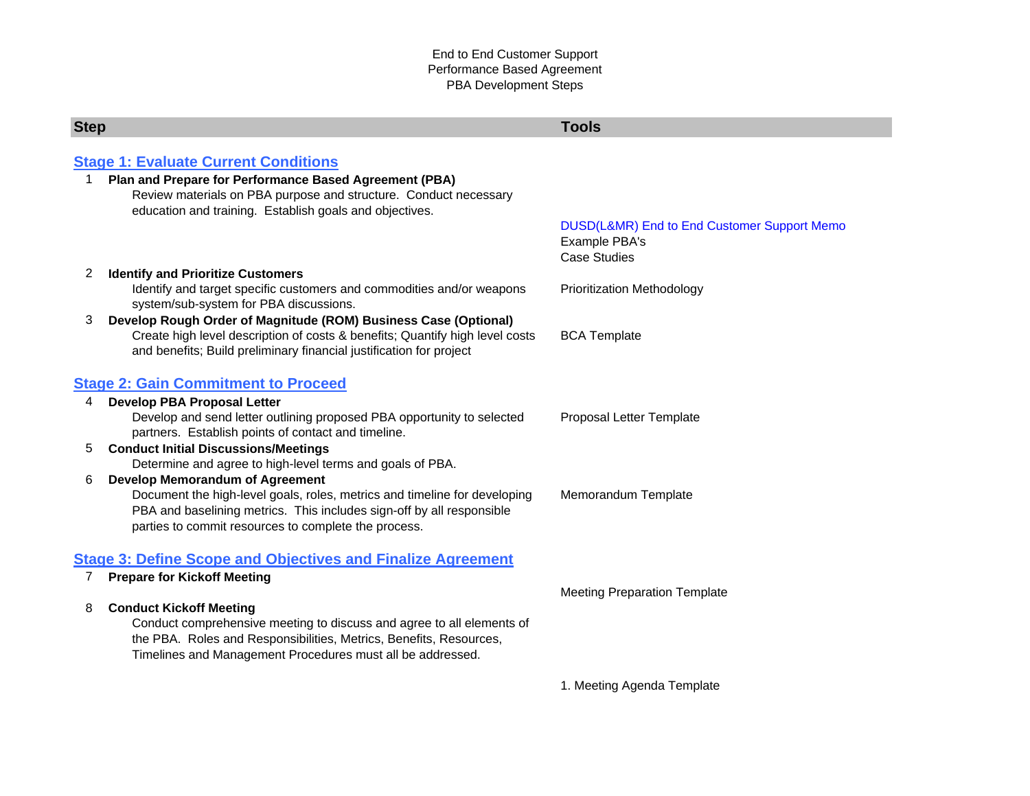End to End Customer Support
Performance Based Agreement
PBA Development Steps

| Step | Tools |
| --- | --- |
| **Stage 1: Evaluate Current Conditions** | |
| 1 **Plan and Prepare for Performance Based Agreement (PBA)**<br>Review materials on PBA purpose and structure. Conduct necessary education and training. Establish goals and objectives. | DUSD(L&MR) End to End Customer Support Memo<br>Example PBA's<br>Case Studies |
| 2 **Identify and Prioritize Customers**<br>Identify and target specific customers and commodities and/or weapons system/sub-system for PBA discussions. | Prioritization Methodology |
| 3 **Develop Rough Order of Magnitude (ROM) Business Case (Optional)**<br>Create high level description of costs & benefits; Quantify high level costs and benefits; Build preliminary financial justification for project | BCA Template |
| **Stage 2: Gain Commitment to Proceed** | |
| 4 **Develop PBA Proposal Letter**<br>Develop and send letter outlining proposed PBA opportunity to selected partners. Establish points of contact and timeline. | Proposal Letter Template |
| 5 **Conduct Initial Discussions/Meetings**<br>Determine and agree to high-level terms and goals of PBA. | |
| 6 **Develop Memorandum of Agreement**<br>Document the high-level goals, roles, metrics and timeline for developing PBA and baselining metrics. This includes sign-off by all responsible parties to commit resources to complete the process. | Memorandum Template |
| **Stage 3: Define Scope and Objectives and Finalize Agreement** | |
| 7 **Prepare for Kickoff Meeting** | Meeting Preparation Template |
| 8 **Conduct Kickoff Meeting**<br>Conduct comprehensive meeting to discuss and agree to all elements of the PBA. Roles and Responsibilities, Metrics, Benefits, Resources, Timelines and Management Procedures must all be addressed. | 1. Meeting Agenda Template |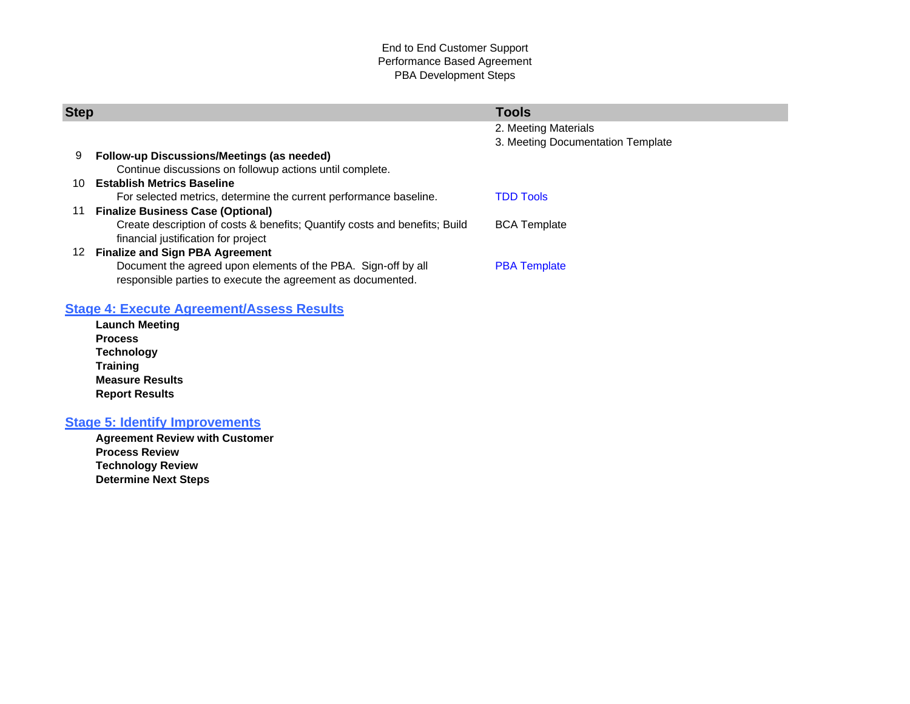End to End Customer Support
Performance Based Agreement
PBA Development Steps

| Step | | Tools |
|---|---|---|
| | | 2. Meeting Materials<br>3. Meeting Documentation Template |
| 9 | **Follow-up Discussions/Meetings (as needed)**<br>Continue discussions on followup actions until complete. | |
| 10 | **Establish Metrics Baseline**<br>For selected metrics, determine the current performance baseline. | TDD Tools |
| 11 | **Finalize Business Case (Optional)**<br>Create description of costs & benefits; Quantify costs and benefits; Build financial justification for project | BCA Template |
| 12 | **Finalize and Sign PBA Agreement**<br>Document the agreed upon elements of the PBA. Sign-off by all responsible parties to execute the agreement as documented. | PBA Template |

## Stage 4: Execute Agreement/Assess Results

**Launch Meeting**
**Process**
**Technology**
**Training**
**Measure Results**
**Report Results**

## Stage 5: Identify Improvements

**Agreement Review with Customer**
**Process Review**
**Technology Review**
**Determine Next Steps**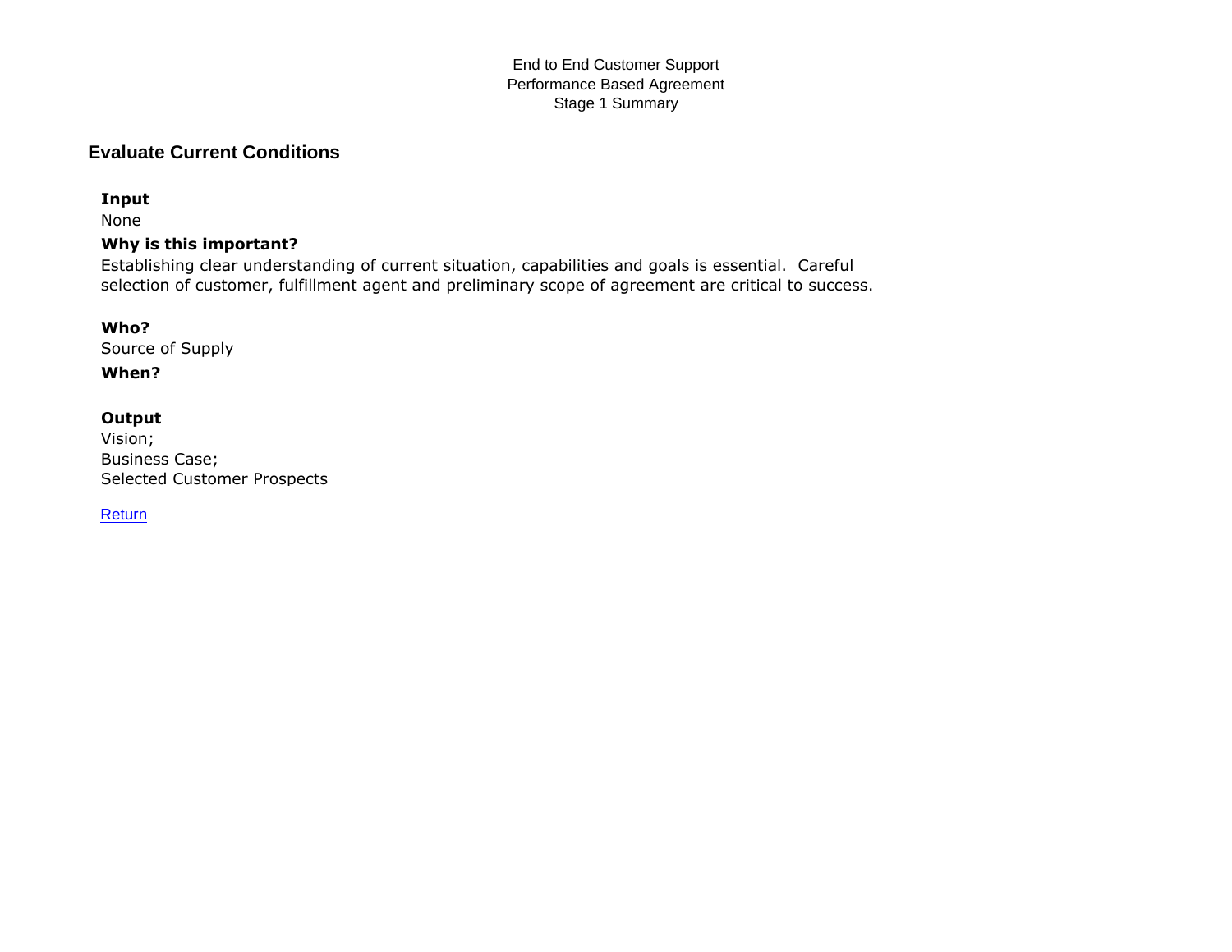End to End Customer Support
Performance Based Agreement
Stage 1 Summary

## Evaluate Current Conditions

**Input**

None

**Why is this important?**

Establishing clear understanding of current situation, capabilities and goals is essential. Careful selection of customer, fulfillment agent and preliminary scope of agreement are critical to success.

**Who?**

Source of Supply

**When?**

**Output**

Vision;
Business Case;
Selected Customer Prospects

Return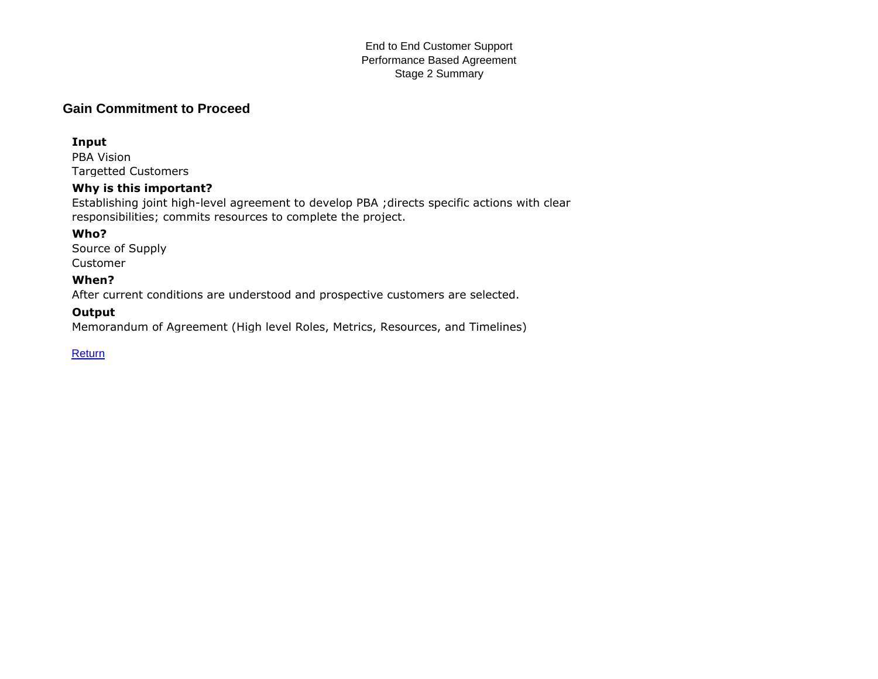End to End Customer Support
Performance Based Agreement
Stage 2 Summary

## Gain Commitment to Proceed

**Input**

PBA Vision
Targetted Customers

**Why is this important?**

Establishing joint high-level agreement to develop PBA ;directs specific actions with clear responsibilities; commits resources to complete the project.

**Who?**

Source of Supply
Customer

**When?**

After current conditions are understood and prospective customers are selected.

**Output**

Memorandum of Agreement (High level Roles, Metrics, Resources, and Timelines)

Return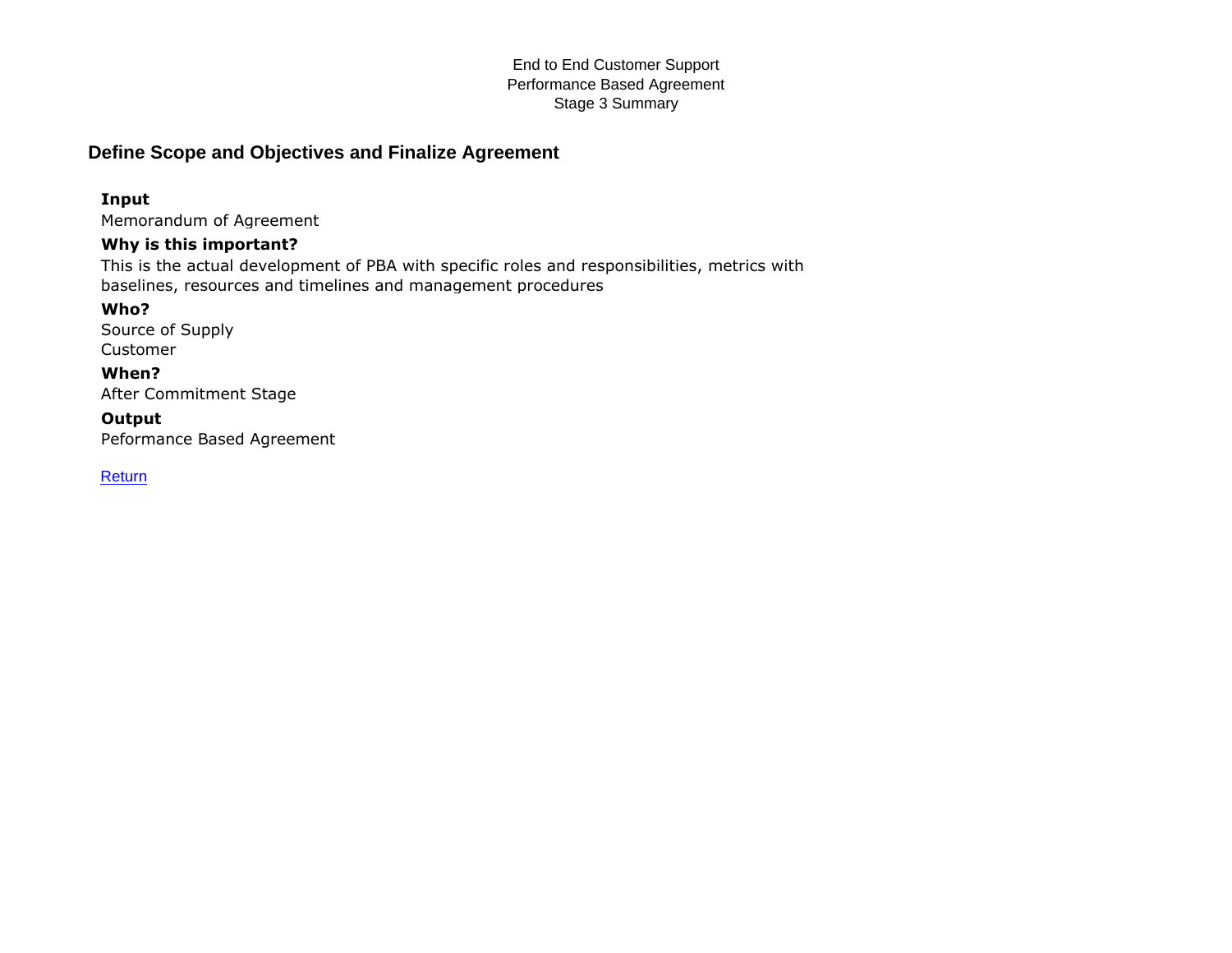End to End Customer Support
Performance Based Agreement
Stage 3 Summary

## Define Scope and Objectives and Finalize Agreement

**Input**

Memorandum of Agreement

**Why is this important?**

This is the actual development of PBA with specific roles and responsibilities, metrics with baselines, resources and timelines and management procedures

**Who?**

Source of Supply
Customer

**When?**

After Commitment Stage

**Output**

Peformance Based Agreement

Return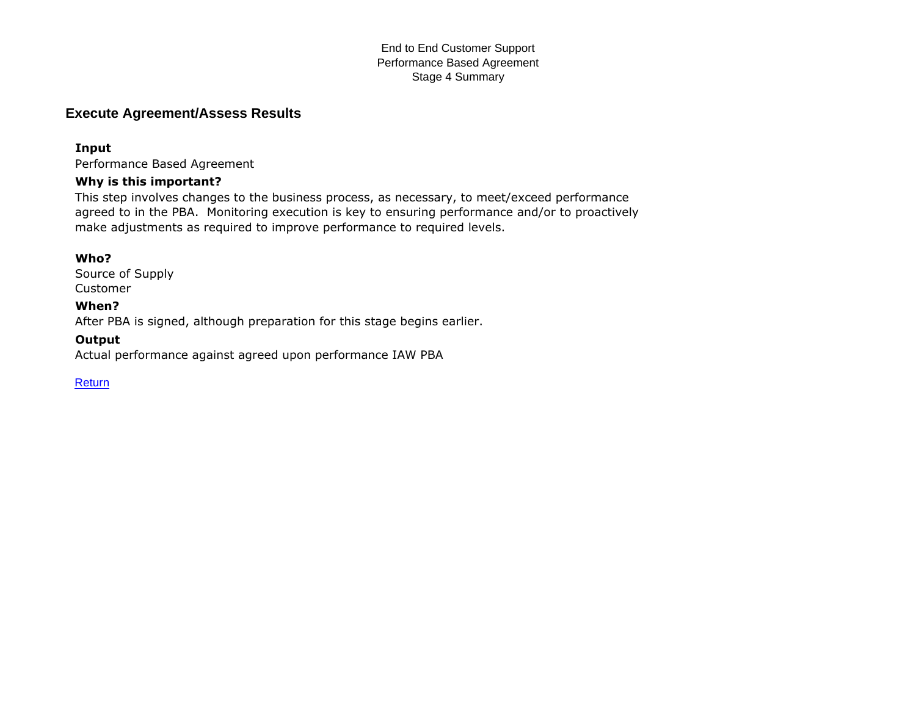End to End Customer Support
Performance Based Agreement
Stage 4 Summary

## Execute Agreement/Assess Results

**Input**

Performance Based Agreement

**Why is this important?**

This step involves changes to the business process, as necessary, to meet/exceed performance agreed to in the PBA. Monitoring execution is key to ensuring performance and/or to proactively make adjustments as required to improve performance to required levels.

**Who?**

Source of Supply
Customer

**When?**

After PBA is signed, although preparation for this stage begins earlier.

**Output**

Actual performance against agreed upon performance IAW PBA

Return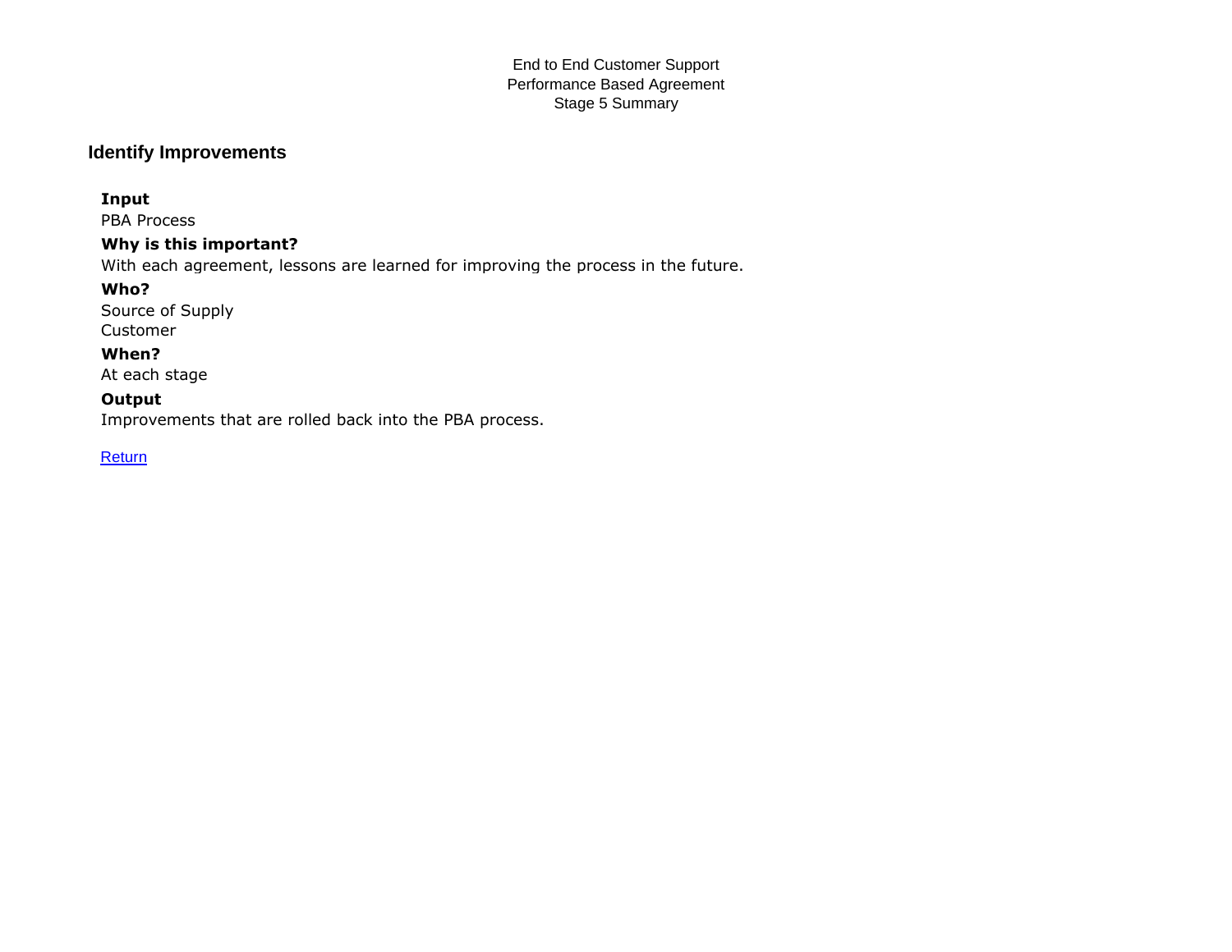End to End Customer Support
Performance Based Agreement
Stage 5 Summary

## Identify Improvements

**Input**

PBA Process

**Why is this important?**

With each agreement, lessons are learned for improving the process in the future.

**Who?**

Source of Supply
Customer

**When?**

At each stage

**Output**

Improvements that are rolled back into the PBA process.

Return